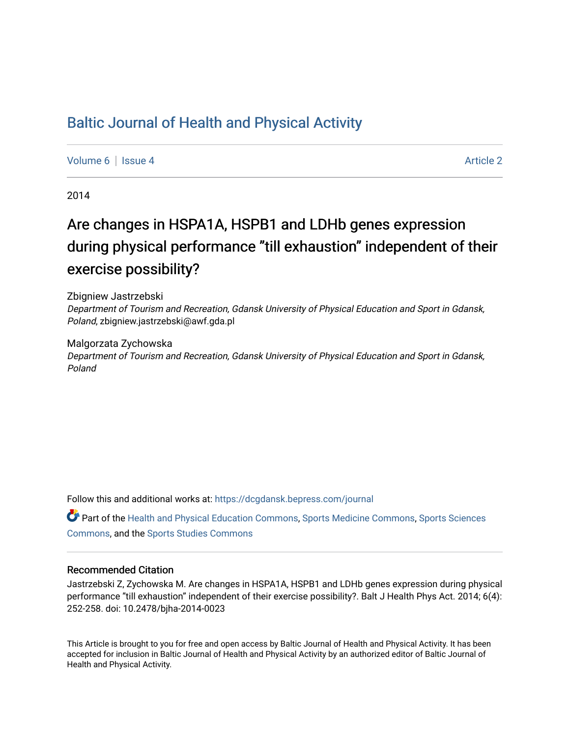# Baltic Journal of Health and Physical Activity

Volume 6 | Issue 4 — Article 2

2014

## Are changes in HSPA1A, HSPB1 and LDHb genes expression during physical performance ”till exhaustion” independent of their exercise possibility?

Zbigniew Jastrzebski
*Department of Tourism and Recreation, Gdansk University of Physical Education and Sport in Gdansk, Poland*, zbigniew.jastrzebski@awf.gda.pl

Malgorzata Zychowska
*Department of Tourism and Recreation, Gdansk University of Physical Education and Sport in Gdansk, Poland*

Follow this and additional works at: https://dcgdansk.bepress.com/journal

Part of the Health and Physical Education Commons, Sports Medicine Commons, Sports Sciences Commons, and the Sports Studies Commons

### Recommended Citation

Jastrzebski Z, Zychowska M. Are changes in HSPA1A, HSPB1 and LDHb genes expression during physical performance ”till exhaustion” independent of their exercise possibility?. Balt J Health Phys Act. 2014; 6(4): 252-258. doi: 10.2478/bjha-2014-0023

This Article is brought to you for free and open access by Baltic Journal of Health and Physical Activity. It has been accepted for inclusion in Baltic Journal of Health and Physical Activity by an authorized editor of Baltic Journal of Health and Physical Activity.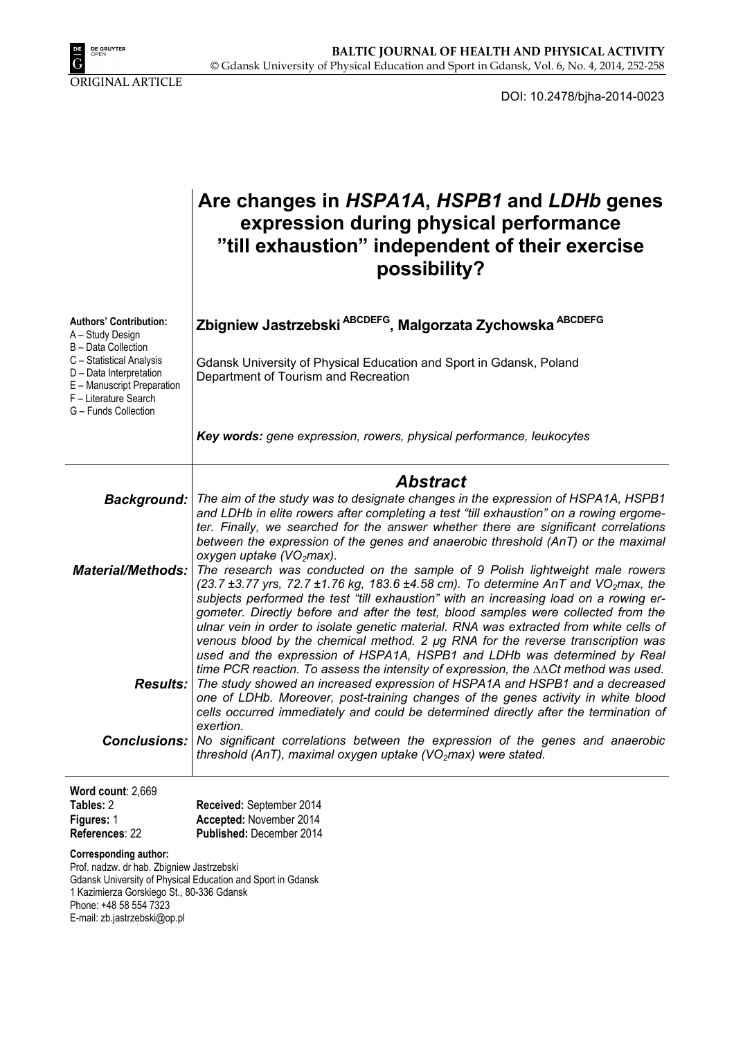ORIGINAL ARTICLE

DOI: 10.2478/bjha-2014-0023

# Are changes in *HSPA1A*, *HSPB1* and *LDHb* genes expression during physical performance ”till exhaustion” independent of their exercise possibility?

**Authors' Contribution:**
A – Study Design
B – Data Collection
C – Statistical Analysis
D – Data Interpretation
E – Manuscript Preparation
F – Literature Search
G – Funds Collection

**Zbigniew Jastrzebski [ABCDEFG], Malgorzata Zychowska [ABCDEFG]**

Gdansk University of Physical Education and Sport in Gdansk, Poland
Department of Tourism and Recreation

***Key words:*** *gene expression, rowers, physical performance, leukocytes*

## *Abstract*

***Background:*** *The aim of the study was to designate changes in the expression of HSPA1A, HSPB1 and LDHb in elite rowers after completing a test "till exhaustion" on a rowing ergometer. Finally, we searched for the answer whether there are significant correlations between the expression of the genes and anaerobic threshold (AnT) or the maximal oxygen uptake ($VO_2max$).*

***Material/Methods:*** *The research was conducted on the sample of 9 Polish lightweight male rowers (23.7 ±3.77 yrs, 72.7 ±1.76 kg, 183.6 ±4.58 cm). To determine AnT and $VO_2max$, the subjects performed the test "till exhaustion" with an increasing load on a rowing ergometer. Directly before and after the test, blood samples were collected from the ulnar vein in order to isolate genetic material. RNA was extracted from white cells of venous blood by the chemical method. 2 μg RNA for the reverse transcription was used and the expression of HSPA1A, HSPB1 and LDHb was determined by Real time PCR reaction. To assess the intensity of expression, the $\Delta\Delta Ct$ method was used.*

***Results:*** *The study showed an increased expression of HSPA1A and HSPB1 and a decreased one of LDHb. Moreover, post-training changes of the genes activity in white blood cells occurred immediately and could be determined directly after the termination of exertion.*

***Conclusions:*** *No significant correlations between the expression of the genes and anaerobic threshold (AnT), maximal oxygen uptake ($VO_2max$) were stated.*

**Word count**: 2,669
**Tables:** 2
**Figures:** 1
**References**: 22

**Received:** September 2014
**Accepted:** November 2014
**Published:** December 2014

**Corresponding author:**
Prof. nadzw. dr hab. Zbigniew Jastrzebski
Gdansk University of Physical Education and Sport in Gdansk
1 Kazimierza Gorskiego St., 80-336 Gdansk
Phone: +48 58 554 7323
E-mail: zb.jastrzebski@op.pl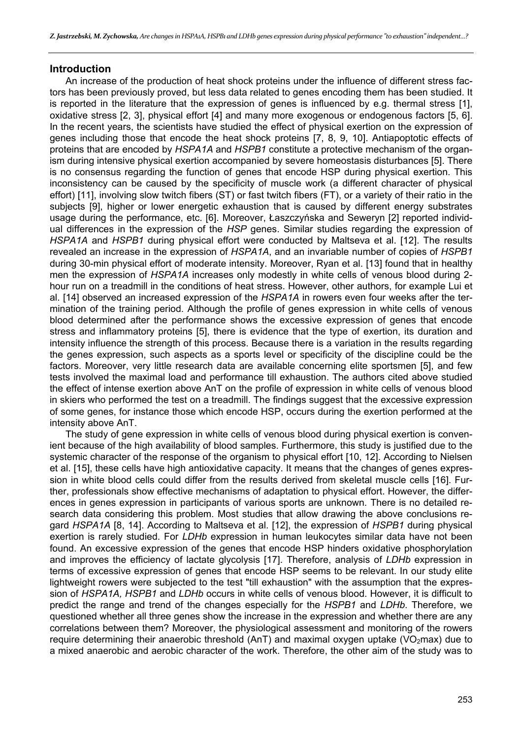## Introduction

An increase of the production of heat shock proteins under the influence of different stress factors has been previously proved, but less data related to genes encoding them has been studied. It is reported in the literature that the expression of genes is influenced by e.g. thermal stress [1], oxidative stress [2, 3], physical effort [4] and many more exogenous or endogenous factors [5, 6]. In the recent years, the scientists have studied the effect of physical exertion on the expression of genes including those that encode the heat shock proteins [7, 8, 9, 10]. Antiapoptotic effects of proteins that are encoded by *HSPA1A* and *HSPB1* constitute a protective mechanism of the organism during intensive physical exertion accompanied by severe homeostasis disturbances [5]. There is no consensus regarding the function of genes that encode HSP during physical exertion. This inconsistency can be caused by the specificity of muscle work (a different character of physical effort) [11], involving slow twitch fibers (ST) or fast twitch fibers (FT), or a variety of their ratio in the subjects [9], higher or lower energetic exhaustion that is caused by different energy substrates usage during the performance, etc. [6]. Moreover, Łaszczyńska and Seweryn [2] reported individual differences in the expression of the *HSP* genes. Similar studies regarding the expression of *HSPA1A* and *HSPB1* during physical effort were conducted by Maltseva et al. [12]. The results revealed an increase in the expression of *HSPA1A*, and an invariable number of copies of *HSPB1* during 30-min physical effort of moderate intensity. Moreover, Ryan et al. [13] found that in healthy men the expression of *HSPA1A* increases only modestly in white cells of venous blood during 2-hour run on a treadmill in the conditions of heat stress. However, other authors, for example Lui et al. [14] observed an increased expression of the *HSPA1A* in rowers even four weeks after the termination of the training period. Although the profile of genes expression in white cells of venous blood determined after the performance shows the excessive expression of genes that encode stress and inflammatory proteins [5], there is evidence that the type of exertion, its duration and intensity influence the strength of this process. Because there is a variation in the results regarding the genes expression, such aspects as a sports level or specificity of the discipline could be the factors. Moreover, very little research data are available concerning elite sportsmen [5], and few tests involved the maximal load and performance till exhaustion. The authors cited above studied the effect of intense exertion above AnT on the profile of expression in white cells of venous blood in skiers who performed the test on a treadmill. The findings suggest that the excessive expression of some genes, for instance those which encode HSP, occurs during the exertion performed at the intensity above AnT.

The study of gene expression in white cells of venous blood during physical exertion is convenient because of the high availability of blood samples. Furthermore, this study is justified due to the systemic character of the response of the organism to physical effort [10, 12]. According to Nielsen et al. [15], these cells have high antioxidative capacity. It means that the changes of genes expression in white blood cells could differ from the results derived from skeletal muscle cells [16]. Further, professionals show effective mechanisms of adaptation to physical effort. However, the differences in genes expression in participants of various sports are unknown. There is no detailed research data considering this problem. Most studies that allow drawing the above conclusions regard *HSPA1A* [8, 14]. According to Maltseva et al. [12], the expression of *HSPB1* during physical exertion is rarely studied. For *LDHb* expression in human leukocytes similar data have not been found. An excessive expression of the genes that encode HSP hinders oxidative phosphorylation and improves the efficiency of lactate glycolysis [17]. Therefore, analysis of *LDHb* expression in terms of excessive expression of genes that encode HSP seems to be relevant. In our study elite lightweight rowers were subjected to the test "till exhaustion" with the assumption that the expression of *HSPA1A, HSPB1* and *LDHb* occurs in white cells of venous blood. However, it is difficult to predict the range and trend of the changes especially for the *HSPB1* and *LDHb*. Therefore, we questioned whether all three genes show the increase in the expression and whether there are any correlations between them? Moreover, the physiological assessment and monitoring of the rowers require determining their anaerobic threshold (AnT) and maximal oxygen uptake ($VO_2$max) due to a mixed anaerobic and aerobic character of the work. Therefore, the other aim of the study was to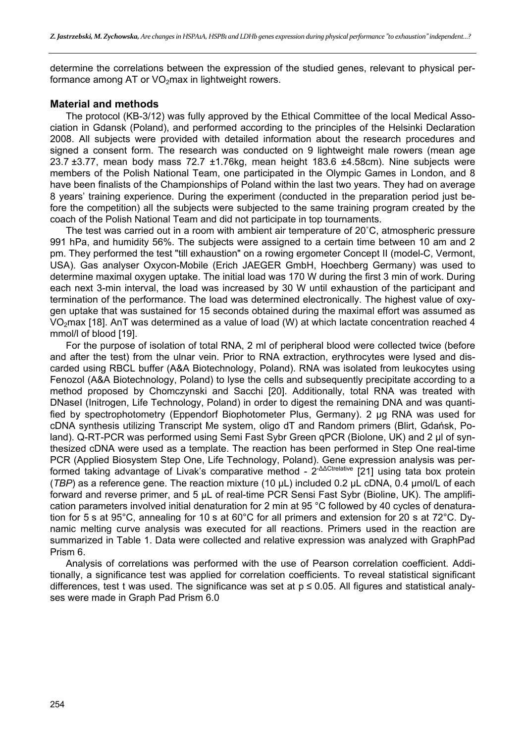determine the correlations between the expression of the studied genes, relevant to physical performance among AT or $VO_2$max in lightweight rowers.

## Material and methods

The protocol (KB-3/12) was fully approved by the Ethical Committee of the local Medical Association in Gdansk (Poland), and performed according to the principles of the Helsinki Declaration 2008. All subjects were provided with detailed information about the research procedures and signed a consent form. The research was conducted on 9 lightweight male rowers (mean age 23.7 ±3.77, mean body mass 72.7 ±1.76kg, mean height 183.6 ±4.58cm). Nine subjects were members of the Polish National Team, one participated in the Olympic Games in London, and 8 have been finalists of the Championships of Poland within the last two years. They had on average 8 years' training experience. During the experiment (conducted in the preparation period just before the competition) all the subjects were subjected to the same training program created by the coach of the Polish National Team and did not participate in top tournaments.

The test was carried out in a room with ambient air temperature of 20˚C, atmospheric pressure 991 hPa, and humidity 56%. The subjects were assigned to a certain time between 10 am and 2 pm. They performed the test "till exhaustion" on a rowing ergometer Concept II (model-C, Vermont, USA). Gas analyser Oxycon-Mobile (Erich JAEGER GmbH, Hoechberg Germany) was used to determine maximal oxygen uptake. The initial load was 170 W during the first 3 min of work. During each next 3-min interval, the load was increased by 30 W until exhaustion of the participant and termination of the performance. The load was determined electronically. The highest value of oxygen uptake that was sustained for 15 seconds obtained during the maximal effort was assumed as $VO_2$max [18]. AnT was determined as a value of load (W) at which lactate concentration reached 4 mmol/l of blood [19].

For the purpose of isolation of total RNA, 2 ml of peripheral blood were collected twice (before and after the test) from the ulnar vein. Prior to RNA extraction, erythrocytes were lysed and discarded using RBCL buffer (A&A Biotechnology, Poland). RNA was isolated from leukocytes using Fenozol (A&A Biotechnology, Poland) to lyse the cells and subsequently precipitate according to a method proposed by Chomczynski and Sacchi [20]. Additionally, total RNA was treated with DNaseI (Initrogen, Life Technology, Poland) in order to digest the remaining DNA and was quantified by spectrophotometry (Eppendorf Biophotometer Plus, Germany). 2 µg RNA was used for cDNA synthesis utilizing Transcript Me system, oligo dT and Random primers (Blirt, Gdańsk, Poland). Q-RT-PCR was performed using Semi Fast Sybr Green qPCR (Biolone, UK) and 2 µl of synthesized cDNA were used as a template. The reaction has been performed in Step One real-time PCR (Applied Biosystem Step One, Life Technology, Poland). Gene expression analysis was performed taking advantage of Livak's comparative method - $2^{-\Delta\Delta Ct relative}$ [21] using tata box protein (*TBP*) as a reference gene. The reaction mixture (10 µL) included 0.2 µL cDNA, 0.4 µmol/L of each forward and reverse primer, and 5 µL of real-time PCR Sensi Fast Sybr (Bioline, UK). The amplification parameters involved initial denaturation for 2 min at 95 °C followed by 40 cycles of denaturation for 5 s at 95°C, annealing for 10 s at 60°C for all primers and extension for 20 s at 72°C. Dynamic melting curve analysis was executed for all reactions. Primers used in the reaction are summarized in Table 1. Data were collected and relative expression was analyzed with GraphPad Prism 6.

Analysis of correlations was performed with the use of Pearson correlation coefficient. Additionally, a significance test was applied for correlation coefficients. To reveal statistical significant differences, test t was used. The significance was set at $p \leq 0.05$. All figures and statistical analyses were made in Graph Pad Prism 6.0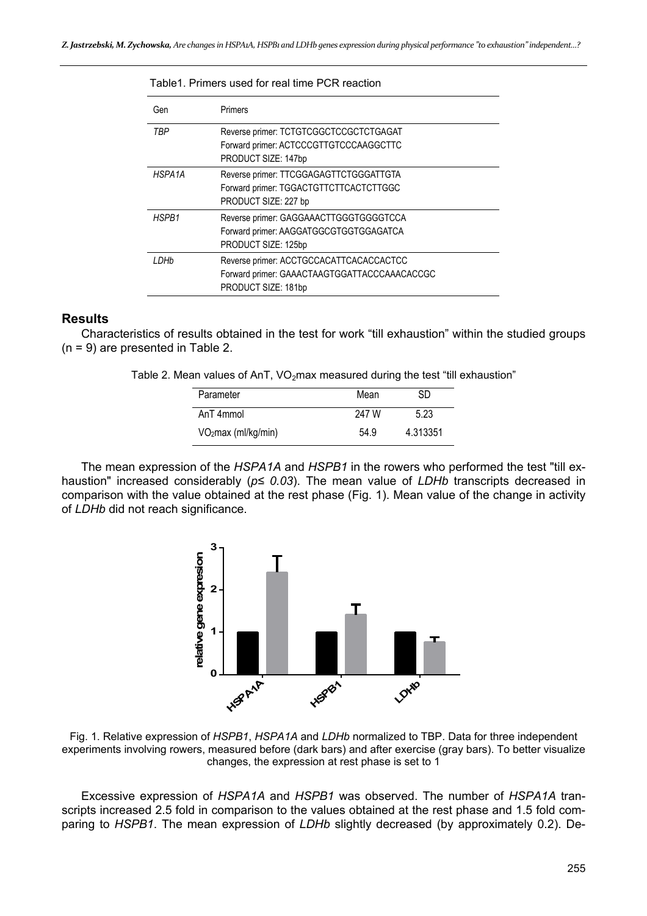Table1. Primers used for real time PCR reaction

| Gen | Primers |
|---|---|
| *TBP* | Reverse primer: TCTGTCGGCTCCGCTCTGAGAT<br>Forward primer: ACTCCCGTTGTCCCAAGGCTTC<br>PRODUCT SIZE: 147bp |
| *HSPA1A* | Reverse primer: TTCGGAGAGTTCTGGGATTGTA<br>Forward primer: TGGACTGTTCTTCACTCTTGGC<br>PRODUCT SIZE: 227 bp |
| *HSPB1* | Reverse primer: GAGGAAACTTGGGTGGGGTCCA<br>Forward primer: AAGGATGGCGTGGTGGAGATCA<br>PRODUCT SIZE: 125bp |
| *LDHb* | Reverse primer: ACCTGCCACATTCACACCACTCC<br>Forward primer: GAAACTAAGTGGATTACCCAAACACCGC<br>PRODUCT SIZE: 181bp |

## Results

Characteristics of results obtained in the test for work "till exhaustion" within the studied groups (n = 9) are presented in Table 2.

Table 2. Mean values of AnT, $VO_2$max measured during the test "till exhaustion"

| Parameter | Mean | SD |
|---|---|---|
| AnT 4mmol | 247 W | 5.23 |
| $VO_2$max (ml/kg/min) | 54.9 | 4.313351 |

The mean expression of the *HSPA1A* and *HSPB1* in the rowers who performed the test "till exhaustion" increased considerably ($p \leq 0.03$). The mean value of *LDHb* transcripts decreased in comparison with the value obtained at the rest phase (Fig. 1). Mean value of the change in activity of *LDHb* did not reach significance.

relative gene expresion

3
2
1
0

HSPA1A
HSPB1
LDHb

Fig. 1. Relative expression of *HSPB1*, *HSPA1A* and *LDHb* normalized to TBP. Data for three independent experiments involving rowers, measured before (dark bars) and after exercise (gray bars). To better visualize changes, the expression at rest phase is set to 1

Excessive expression of *HSPA1A* and *HSPB1* was observed. The number of *HSPA1A* transcripts increased 2.5 fold in comparison to the values obtained at the rest phase and 1.5 fold comparing to *HSPB1*. The mean expression of *LDHb* slightly decreased (by approximately 0.2). De-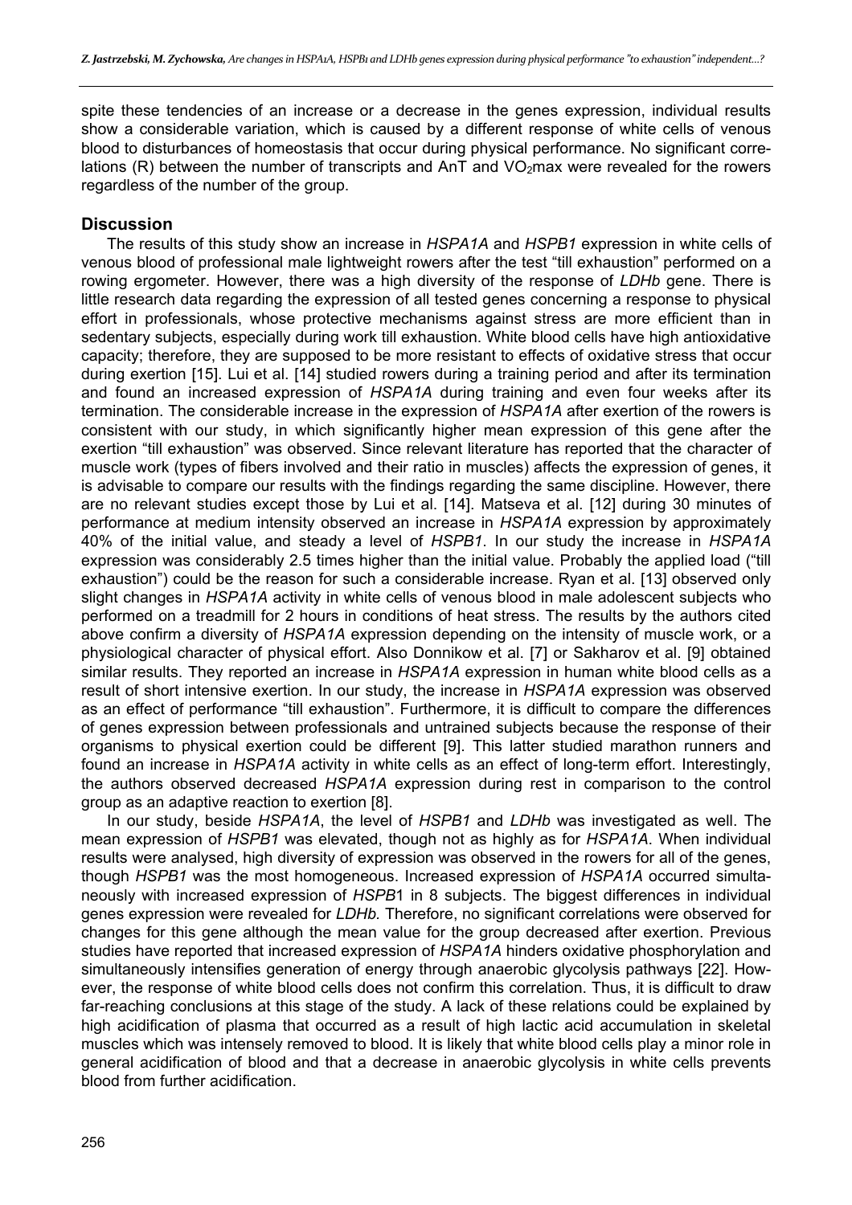spite these tendencies of an increase or a decrease in the genes expression, individual results show a considerable variation, which is caused by a different response of white cells of venous blood to disturbances of homeostasis that occur during physical performance. No significant correlations (R) between the number of transcripts and AnT and $VO_2$max were revealed for the rowers regardless of the number of the group.

## Discussion

The results of this study show an increase in *HSPA1A* and *HSPB1* expression in white cells of venous blood of professional male lightweight rowers after the test "till exhaustion" performed on a rowing ergometer. However, there was a high diversity of the response of *LDHb* gene. There is little research data regarding the expression of all tested genes concerning a response to physical effort in professionals, whose protective mechanisms against stress are more efficient than in sedentary subjects, especially during work till exhaustion. White blood cells have high antioxidative capacity; therefore, they are supposed to be more resistant to effects of oxidative stress that occur during exertion [15]. Lui et al. [14] studied rowers during a training period and after its termination and found an increased expression of *HSPA1A* during training and even four weeks after its termination. The considerable increase in the expression of *HSPA1A* after exertion of the rowers is consistent with our study, in which significantly higher mean expression of this gene after the exertion "till exhaustion" was observed. Since relevant literature has reported that the character of muscle work (types of fibers involved and their ratio in muscles) affects the expression of genes, it is advisable to compare our results with the findings regarding the same discipline. However, there are no relevant studies except those by Lui et al. [14]. Matseva et al. [12] during 30 minutes of performance at medium intensity observed an increase in *HSPA1A* expression by approximately 40% of the initial value, and steady a level of *HSPB1*. In our study the increase in *HSPA1A* expression was considerably 2.5 times higher than the initial value. Probably the applied load ("till exhaustion") could be the reason for such a considerable increase. Ryan et al. [13] observed only slight changes in *HSPA1A* activity in white cells of venous blood in male adolescent subjects who performed on a treadmill for 2 hours in conditions of heat stress. The results by the authors cited above confirm a diversity of *HSPA1A* expression depending on the intensity of muscle work, or a physiological character of physical effort. Also Donnikow et al. [7] or Sakharov et al. [9] obtained similar results. They reported an increase in *HSPA1A* expression in human white blood cells as a result of short intensive exertion. In our study, the increase in *HSPA1A* expression was observed as an effect of performance "till exhaustion". Furthermore, it is difficult to compare the differences of genes expression between professionals and untrained subjects because the response of their organisms to physical exertion could be different [9]. This latter studied marathon runners and found an increase in *HSPA1A* activity in white cells as an effect of long-term effort. Interestingly, the authors observed decreased *HSPA1A* expression during rest in comparison to the control group as an adaptive reaction to exertion [8].

In our study, beside *HSPA1A*, the level of *HSPB1* and *LDHb* was investigated as well. The mean expression of *HSPB1* was elevated, though not as highly as for *HSPA1A*. When individual results were analysed, high diversity of expression was observed in the rowers for all of the genes, though *HSPB1* was the most homogeneous. Increased expression of *HSPA1A* occurred simultaneously with increased expression of *HSPB*1 in 8 subjects. The biggest differences in individual genes expression were revealed for *LDHb.* Therefore, no significant correlations were observed for changes for this gene although the mean value for the group decreased after exertion. Previous studies have reported that increased expression of *HSPA1A* hinders oxidative phosphorylation and simultaneously intensifies generation of energy through anaerobic glycolysis pathways [22]. However, the response of white blood cells does not confirm this correlation. Thus, it is difficult to draw far-reaching conclusions at this stage of the study. A lack of these relations could be explained by high acidification of plasma that occurred as a result of high lactic acid accumulation in skeletal muscles which was intensely removed to blood. It is likely that white blood cells play a minor role in general acidification of blood and that a decrease in anaerobic glycolysis in white cells prevents blood from further acidification.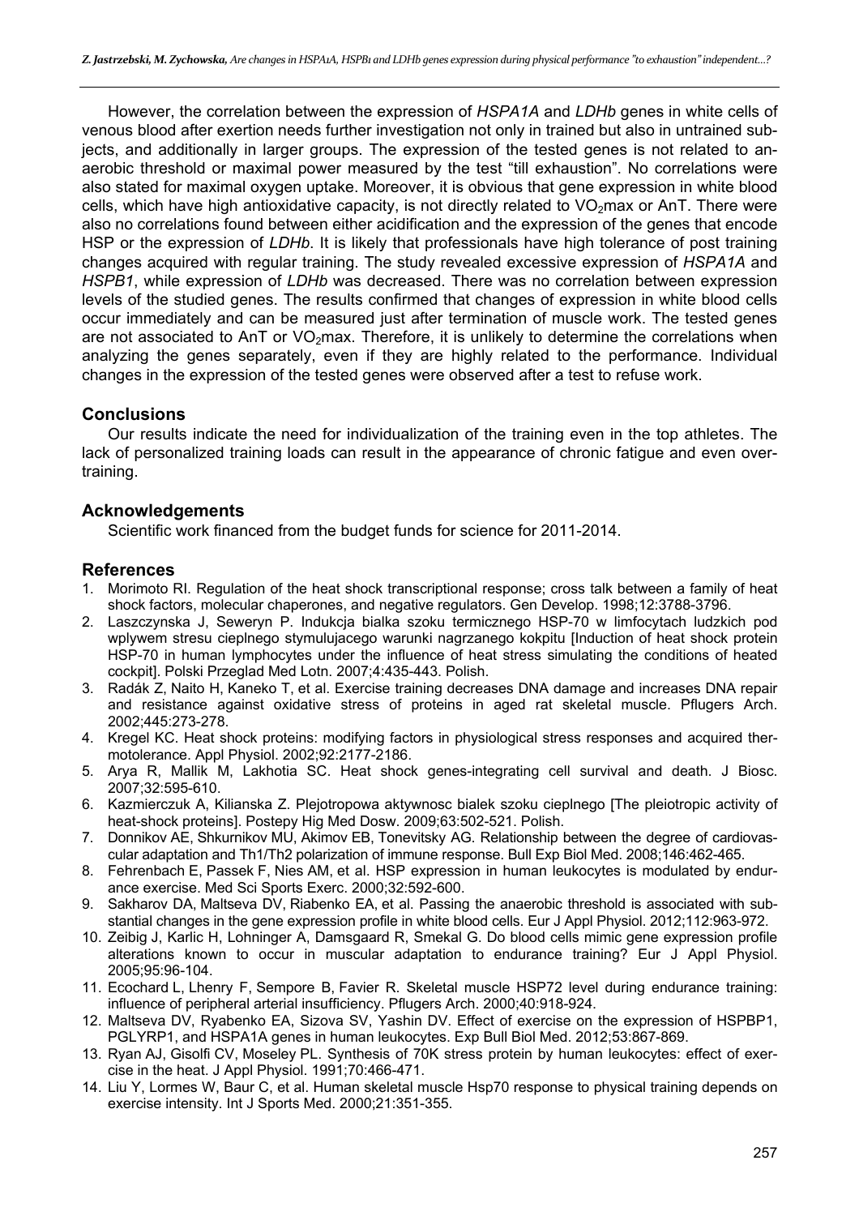However, the correlation between the expression of *HSPA1A* and *LDHb* genes in white cells of venous blood after exertion needs further investigation not only in trained but also in untrained subjects, and additionally in larger groups. The expression of the tested genes is not related to anaerobic threshold or maximal power measured by the test "till exhaustion". No correlations were also stated for maximal oxygen uptake. Moreover, it is obvious that gene expression in white blood cells, which have high antioxidative capacity, is not directly related to $VO_2$max or AnT. There were also no correlations found between either acidification and the expression of the genes that encode HSP or the expression of *LDHb*. It is likely that professionals have high tolerance of post training changes acquired with regular training. The study revealed excessive expression of *HSPA1A* and *HSPB1*, while expression of *LDHb* was decreased. There was no correlation between expression levels of the studied genes. The results confirmed that changes of expression in white blood cells occur immediately and can be measured just after termination of muscle work. The tested genes are not associated to AnT or $VO_2$max. Therefore, it is unlikely to determine the correlations when analyzing the genes separately, even if they are highly related to the performance. Individual changes in the expression of the tested genes were observed after a test to refuse work.

## Conclusions

Our results indicate the need for individualization of the training even in the top athletes. The lack of personalized training loads can result in the appearance of chronic fatigue and even overtraining.

## Acknowledgements

Scientific work financed from the budget funds for science for 2011-2014.

## References

1. Morimoto RI. Regulation of the heat shock transcriptional response; cross talk between a family of heat shock factors, molecular chaperones, and negative regulators. Gen Develop. 1998;12:3788-3796.
2. Laszczynska J, Seweryn P. Indukcja bialka szoku termicznego HSP-70 w limfocytach ludzkich pod wplywem stresu cieplnego stymulujacego warunki nagrzanego kokpitu [Induction of heat shock protein HSP-70 in human lymphocytes under the influence of heat stress simulating the conditions of heated cockpit]. Polski Przeglad Med Lotn. 2007;4:435-443. Polish.
3. Radák Z, Naito H, Kaneko T, et al. Exercise training decreases DNA damage and increases DNA repair and resistance against oxidative stress of proteins in aged rat skeletal muscle. Pflugers Arch. 2002;445:273-278.
4. Kregel KC. Heat shock proteins: modifying factors in physiological stress responses and acquired thermotolerance. Appl Physiol. 2002;92:2177-2186.
5. Arya R, Mallik M, Lakhotia SC. Heat shock genes-integrating cell survival and death. J Biosc. 2007;32:595-610.
6. Kazmierczuk A, Kilianska Z. Plejotropowa aktywnosc bialek szoku cieplnego [The pleiotropic activity of heat-shock proteins]. Postepy Hig Med Dosw. 2009;63:502-521. Polish.
7. Donnikov AE, Shkurnikov MU, Akimov EB, Tonevitsky AG. Relationship between the degree of cardiovascular adaptation and Th1/Th2 polarization of immune response. Bull Exp Biol Med. 2008;146:462-465.
8. Fehrenbach E, Passek F, Nies AM, et al. HSP expression in human leukocytes is modulated by endurance exercise. Med Sci Sports Exerc. 2000;32:592-600.
9. Sakharov DA, Maltseva DV, Riabenko EA, et al. Passing the anaerobic threshold is associated with substantial changes in the gene expression profile in white blood cells. Eur J Appl Physiol. 2012;112:963-972.
10. Zeibig J, Karlic H, Lohninger A, Damsgaard R, Smekal G. Do blood cells mimic gene expression profile alterations known to occur in muscular adaptation to endurance training? Eur J Appl Physiol. 2005;95:96-104.
11. Ecochard L, Lhenry F, Sempore B, Favier R. Skeletal muscle HSP72 level during endurance training: influence of peripheral arterial insufficiency. Pflugers Arch. 2000;40:918-924.
12. Maltseva DV, Ryabenko EA, Sizova SV, Yashin DV. Effect of exercise on the expression of HSPBP1, PGLYRP1, and HSPA1A genes in human leukocytes. Exp Bull Biol Med. 2012;53:867-869.
13. Ryan AJ, Gisolfi CV, Moseley PL. Synthesis of 70K stress protein by human leukocytes: effect of exercise in the heat. J Appl Physiol. 1991;70:466-471.
14. Liu Y, Lormes W, Baur C, et al. Human skeletal muscle Hsp70 response to physical training depends on exercise intensity. Int J Sports Med. 2000;21:351-355.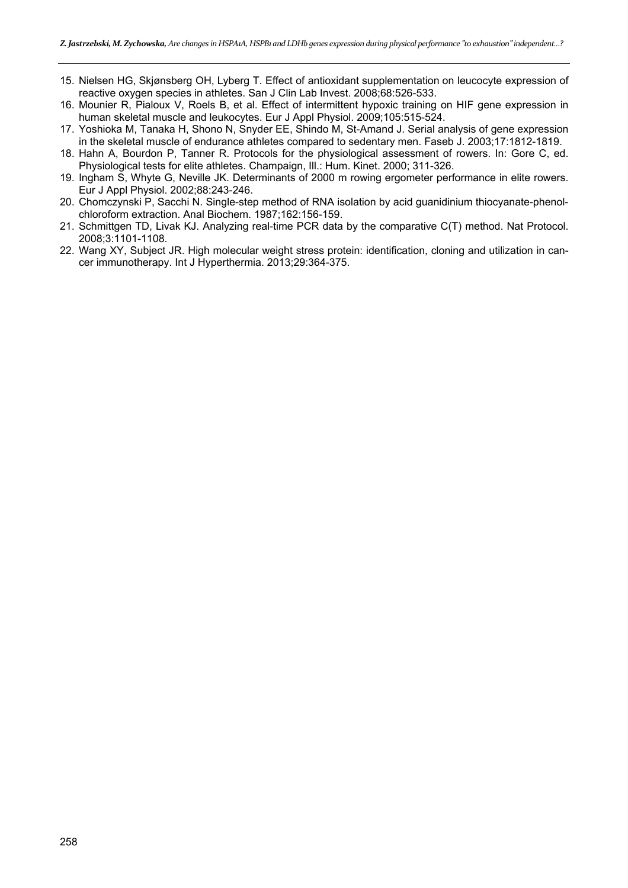15. Nielsen HG, Skjønsberg OH, Lyberg T. Effect of antioxidant supplementation on leucocyte expression of reactive oxygen species in athletes. San J Clin Lab Invest. 2008;68:526-533.
16. Mounier R, Pialoux V, Roels B, et al. Effect of intermittent hypoxic training on HIF gene expression in human skeletal muscle and leukocytes. Eur J Appl Physiol. 2009;105:515-524.
17. Yoshioka M, Tanaka H, Shono N, Snyder EE, Shindo M, St-Amand J. Serial analysis of gene expression in the skeletal muscle of endurance athletes compared to sedentary men. Faseb J. 2003;17:1812-1819.
18. Hahn A, Bourdon P, Tanner R. Protocols for the physiological assessment of rowers. In: Gore C, ed. Physiological tests for elite athletes. Champaign, Ill.: Hum. Kinet. 2000; 311-326.
19. Ingham S, Whyte G, Neville JK. Determinants of 2000 m rowing ergometer performance in elite rowers. Eur J Appl Physiol. 2002;88:243-246.
20. Chomczynski P, Sacchi N. Single-step method of RNA isolation by acid guanidinium thiocyanate-phenol-chloroform extraction. Anal Biochem. 1987;162:156-159.
21. Schmittgen TD, Livak KJ. Analyzing real-time PCR data by the comparative C(T) method. Nat Protocol. 2008;3:1101-1108.
22. Wang XY, Subject JR. High molecular weight stress protein: identification, cloning and utilization in cancer immunotherapy. Int J Hyperthermia. 2013;29:364-375.